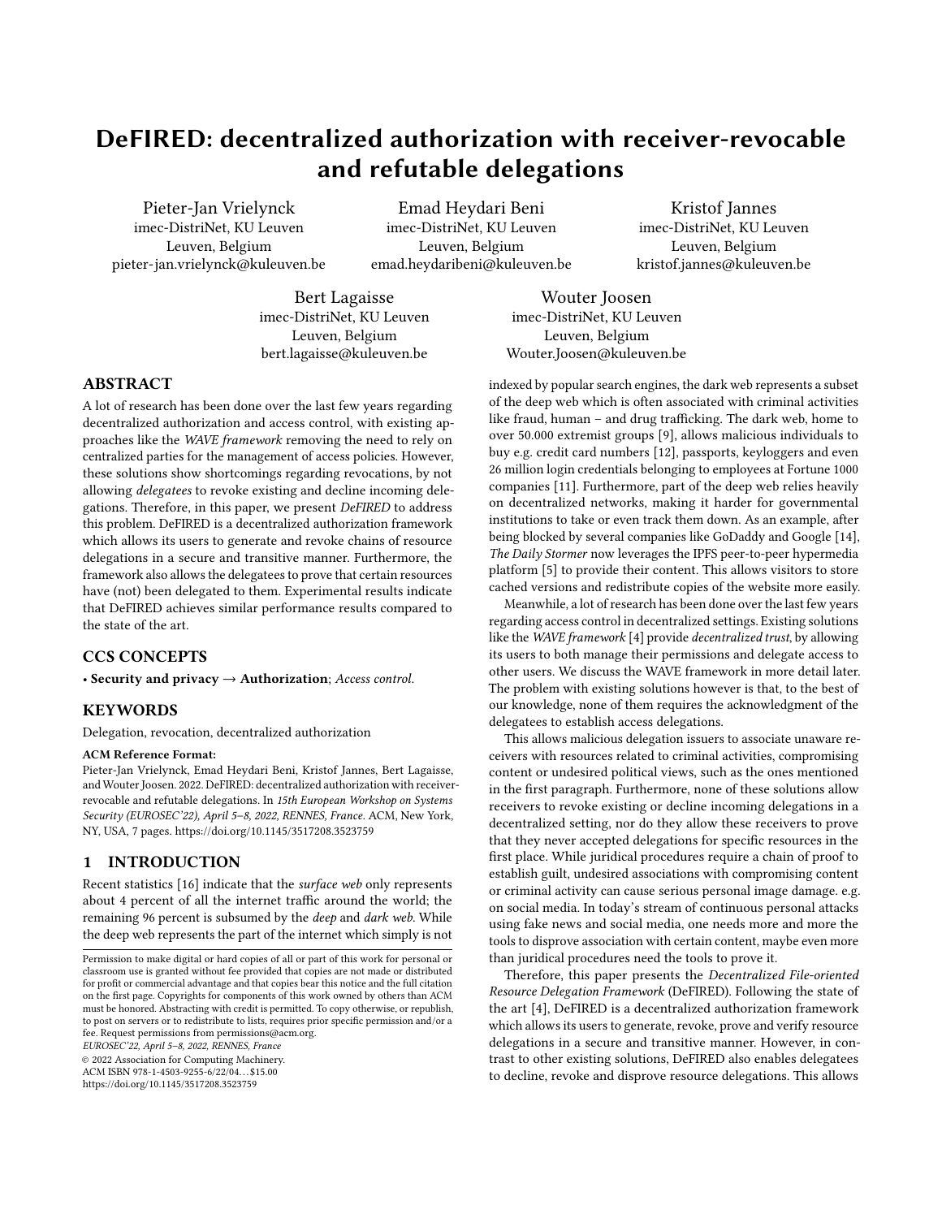# DeFIRED: decentralized authorization with receiver-revocable and refutable delegations

Pieter-Jan Vrielynck
imec-DistriNet, KU Leuven
Leuven, Belgium
pieter-jan.vrielynck@kuleuven.be

Emad Heydari Beni
imec-DistriNet, KU Leuven
Leuven, Belgium
emad.heydaribeni@kuleuven.be

Kristof Jannes
imec-DistriNet, KU Leuven
Leuven, Belgium
kristof.jannes@kuleuven.be

Bert Lagaisse
imec-DistriNet, KU Leuven
Leuven, Belgium
bert.lagaisse@kuleuven.be

Wouter Joosen
imec-DistriNet, KU Leuven
Leuven, Belgium
Wouter.Joosen@kuleuven.be

## ABSTRACT

A lot of research has been done over the last few years regarding decentralized authorization and access control, with existing approaches like the *WAVE framework* removing the need to rely on centralized parties for the management of access policies. However, these solutions show shortcomings regarding revocations, by not allowing *delegatees* to revoke existing and decline incoming delegations. Therefore, in this paper, we present *DeFIRED* to address this problem. DeFIRED is a decentralized authorization framework which allows its users to generate and revoke chains of resource delegations in a secure and transitive manner. Furthermore, the framework also allows the delegatees to prove that certain resources have (not) been delegated to them. Experimental results indicate that DeFIRED achieves similar performance results compared to the state of the art.

## CCS CONCEPTS

• **Security and privacy** → **Authorization**; *Access control.*

## KEYWORDS

Delegation, revocation, decentralized authorization

**ACM Reference Format:**
Pieter-Jan Vrielynck, Emad Heydari Beni, Kristof Jannes, Bert Lagaisse, and Wouter Joosen. 2022. DeFIRED: decentralized authorization with receiver-revocable and refutable delegations. In *15th European Workshop on Systems Security (EUROSEC'22), April 5–8, 2022, RENNES, France.* ACM, New York, NY, USA, 7 pages. https://doi.org/10.1145/3517208.3523759

## 1 INTRODUCTION

Recent statistics [16] indicate that the *surface web* only represents about 4 percent of all the internet traffic around the world; the remaining 96 percent is subsumed by the *deep* and *dark web*. While the deep web represents the part of the internet which simply is not indexed by popular search engines, the dark web represents a subset of the deep web which is often associated with criminal activities like fraud, human – and drug trafficking. The dark web, home to over 50.000 extremist groups [9], allows malicious individuals to buy e.g. credit card numbers [12], passports, keyloggers and even 26 million login credentials belonging to employees at Fortune 1000 companies [11]. Furthermore, part of the deep web relies heavily on decentralized networks, making it harder for governmental institutions to take or even track them down. As an example, after being blocked by several companies like GoDaddy and Google [14], *The Daily Stormer* now leverages the IPFS peer-to-peer hypermedia platform [5] to provide their content. This allows visitors to store cached versions and redistribute copies of the website more easily.

Meanwhile, a lot of research has been done over the last few years regarding access control in decentralized settings. Existing solutions like the *WAVE framework* [4] provide *decentralized trust*, by allowing its users to both manage their permissions and delegate access to other users. We discuss the WAVE framework in more detail later. The problem with existing solutions however is that, to the best of our knowledge, none of them requires the acknowledgment of the delegatees to establish access delegations.

This allows malicious delegation issuers to associate unaware receivers with resources related to criminal activities, compromising content or undesired political views, such as the ones mentioned in the first paragraph. Furthermore, none of these solutions allow receivers to revoke existing or decline incoming delegations in a decentralized setting, nor do they allow these receivers to prove that they never accepted delegations for specific resources in the first place. While juridical procedures require a chain of proof to establish guilt, undesired associations with compromising content or criminal activity can cause serious personal image damage. e.g. on social media. In today's stream of continuous personal attacks using fake news and social media, one needs more and more the tools to disprove association with certain content, maybe even more than juridical procedures need the tools to prove it.

Therefore, this paper presents the *Decentralized File-oriented Resource Delegation Framework* (DeFIRED). Following the state of the art [4], DeFIRED is a decentralized authorization framework which allows its users to generate, revoke, prove and verify resource delegations in a secure and transitive manner. However, in contrast to other existing solutions, DeFIRED also enables delegatees to decline, revoke and disprove resource delegations. This allows

Permission to make digital or hard copies of all or part of this work for personal or classroom use is granted without fee provided that copies are not made or distributed for profit or commercial advantage and that copies bear this notice and the full citation on the first page. Copyrights for components of this work owned by others than ACM must be honored. Abstracting with credit is permitted. To copy otherwise, or republish, to post on servers or to redistribute to lists, requires prior specific permission and/or a fee. Request permissions from permissions@acm.org.
*EUROSEC'22, April 5–8, 2022, RENNES, France*
© 2022 Association for Computing Machinery.
ACM ISBN 978-1-4503-9255-6/22/04…$15.00
https://doi.org/10.1145/3517208.3523759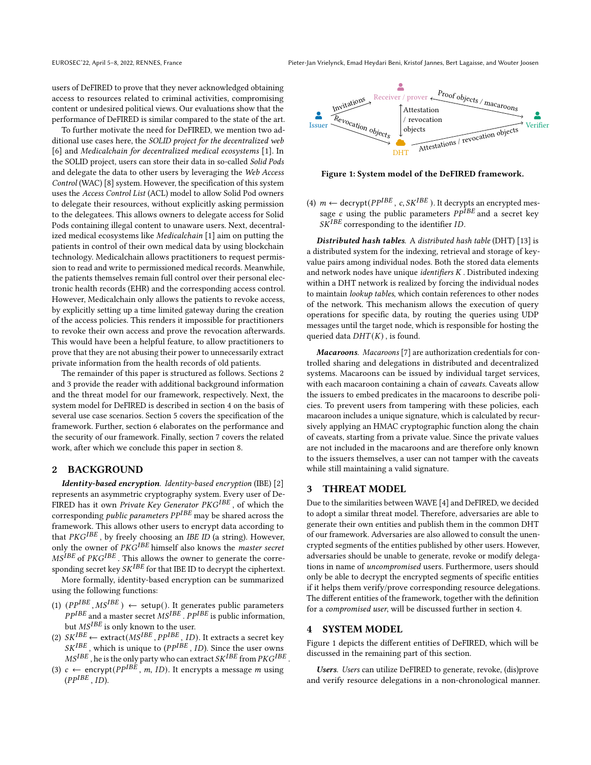users of DeFIRED to prove that they never acknowledged obtaining access to resources related to criminal activities, compromising content or undesired political views. Our evaluations show that the performance of DeFIRED is similar compared to the state of the art.

To further motivate the need for DeFIRED, we mention two additional use cases here, the *SOLID project for the decentralized web* [6] and *Medicalchain for decentralized medical ecosystems* [1]. In the SOLID project, users can store their data in so-called *Solid Pods* and delegate the data to other users by leveraging the *Web Access Control* (WAC) [8] system. However, the specification of this system uses the *Access Control List* (ACL) model to allow Solid Pod owners to delegate their resources, without explicitly asking permission to the delegatees. This allows owners to delegate access for Solid Pods containing illegal content to unaware users. Next, decentralized medical ecosystems like *Medicalchain* [1] aim on putting the patients in control of their own medical data by using blockchain technology. Medicalchain allows practitioners to request permission to read and write to permissioned medical records. Meanwhile, the patients themselves remain full control over their personal electronic health records (EHR) and the corresponding access control. However, Medicalchain only allows the patients to revoke access, by explicitly setting up a time limited gateway during the creation of the access policies. This renders it impossible for practitioners to revoke their own access and prove the revocation afterwards. This would have been a helpful feature, to allow practitioners to prove that they are not abusing their power to unnecessarily extract private information from the health records of old patients.

The remainder of this paper is structured as follows. Sections 2 and 3 provide the reader with additional background information and the threat model for our framework, respectively. Next, the system model for DeFIRED is described in section 4 on the basis of several use case scenarios. Section 5 covers the specification of the framework. Further, section 6 elaborates on the performance and the security of our framework. Finally, section 7 covers the related work, after which we conclude this paper in section 8.

## 2 BACKGROUND

***Identity-based encryption.*** *Identity-based encryption* (IBE) [2] represents an asymmetric cryptography system. Every user of DeFIRED has it own *Private Key Generator* $PKG^{IBE}$, of which the corresponding *public parameters* $PP^{IBE}$ may be shared across the framework. This allows other users to encrypt data according to that $PKG^{IBE}$, by freely choosing an *IBE ID* (a string). However, only the owner of $PKG^{IBE}$ himself also knows the *master secret* $MS^{IBE}$ of $PKG^{IBE}$. This allows the owner to generate the corresponding secret key $SK^{IBE}$ for that IBE ID to decrypt the ciphertext.

More formally, identity-based encryption can be summarized using the following functions:

1. $(PP^{IBE}, MS^{IBE}) \leftarrow \text{setup}()$. It generates public parameters $PP^{IBE}$ and a master secret $MS^{IBE}$. $PP^{IBE}$ is public information, but $MS^{IBE}$ is only known to the user.
2. $SK^{IBE} \leftarrow \text{extract}(MS^{IBE}, PP^{IBE}, ID)$. It extracts a secret key $SK^{IBE}$, which is unique to $(PP^{IBE}, ID)$. Since the user owns $MS^{IBE}$, he is the only party who can extract $SK^{IBE}$ from $PKG^{IBE}$.
3. $c \leftarrow \text{encrypt}(PP^{IBE}, m, ID)$. It encrypts a message $m$ using $(PP^{IBE}, ID)$.
4. $m \leftarrow \text{decrypt}(PP^{IBE}, c, SK^{IBE})$. It decrypts an encrypted message $c$ using the public parameters $PP^{IBE}$ and a secret key $SK^{IBE}$ corresponding to the identifier $ID$.

***Distributed hash tables.*** A *distributed hash table* (DHT) [13] is a distributed system for the indexing, retrieval and storage of key-value pairs among individual nodes. Both the stored data elements and network nodes have unique *identifiers* $K$. Distributed indexing within a DHT network is realized by forcing the individual nodes to maintain *lookup tables*, which contain references to other nodes of the network. This mechanism allows the execution of query operations for specific data, by routing the queries using UDP messages until the target node, which is responsible for hosting the queried data $DHT(K)$, is found.

***Macaroons.*** *Macaroons* [7] are authorization credentials for controlled sharing and delegations in distributed and decentralized systems. Macaroons can be issued by individual target services, with each macaroon containing a chain of *caveats*. Caveats allow the issuers to embed predicates in the macaroons to describe policies. To prevent users from tampering with these policies, each macaroon includes a unique signature, which is calculated by recursively applying an HMAC cryptographic function along the chain of caveats, starting from a private value. Since the private values are not included in the macaroons and are therefore only known to the issuers themselves, a user can not tamper with the caveats while still maintaining a valid signature.

Issuer
Invitations
Revocation objects
Receiver / prover
Attestation / revocation objects
DHT
Proof objects / macaroons
Attestations / revocation objects
Verifier

Figure 1: System model of the DeFIRED framework.

## 3 THREAT MODEL

Due to the similarities between WAVE [4] and DeFIRED, we decided to adopt a similar threat model. Therefore, adversaries are able to generate their own entities and publish them in the common DHT of our framework. Adversaries are also allowed to consult the unencrypted segments of the entities published by other users. However, adversaries should be unable to generate, revoke or modify delegations in name of *uncompromised* users. Furthermore, users should only be able to decrypt the encrypted segments of specific entities if it helps them verify/prove corresponding resource delegations. The different entities of the framework, together with the definition for a *compromised user*, will be discussed further in section 4.

## 4 SYSTEM MODEL

Figure 1 depicts the different entities of DeFIRED, which will be discussed in the remaining part of this section.

***Users.*** *Users* can utilize DeFIRED to generate, revoke, (dis)prove and verify resource delegations in a non-chronological manner.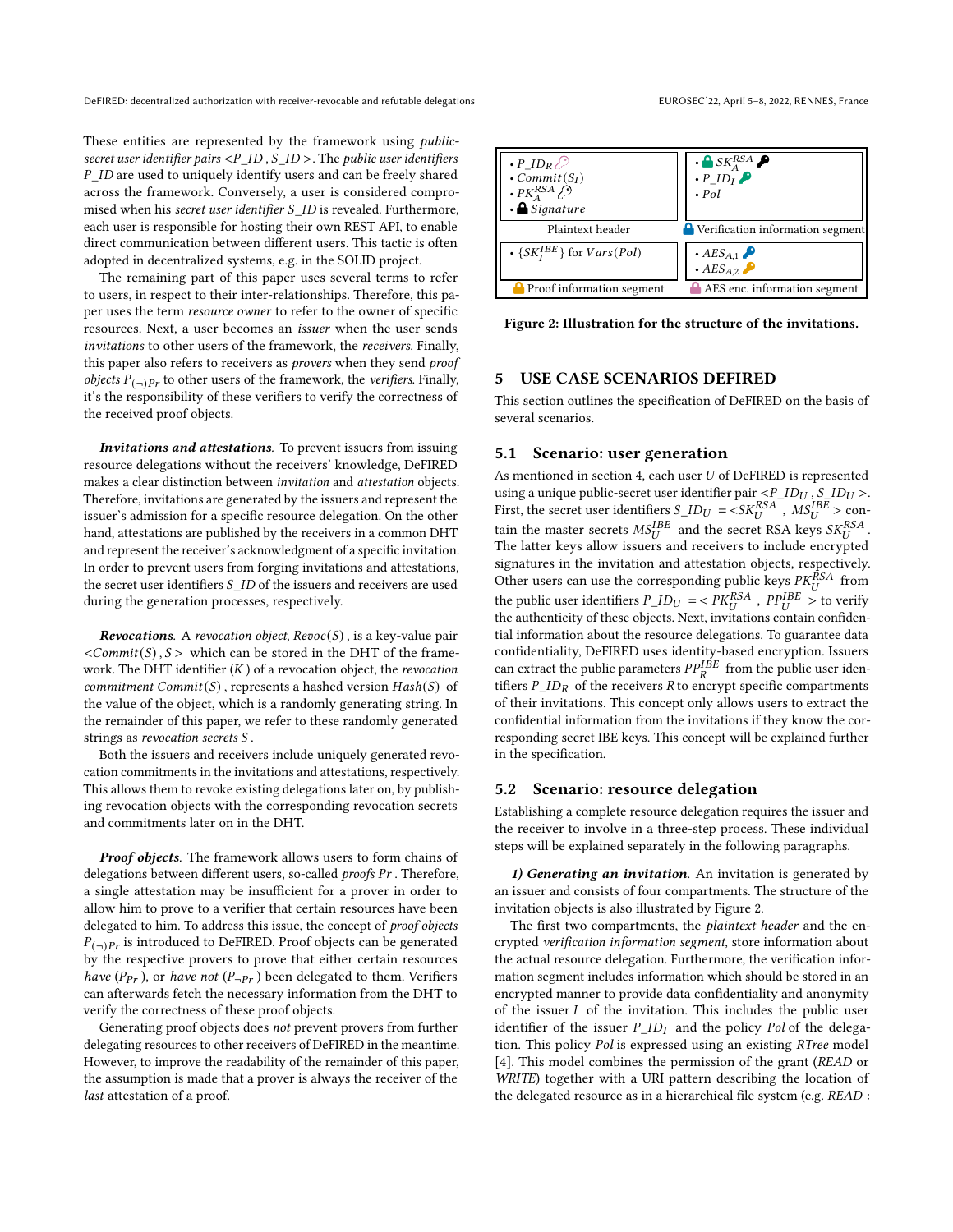These entities are represented by the framework using *public-secret user identifier pairs* $<P\_ID, S\_ID>$. The *public user identifiers* $P\_ID$ are used to uniquely identify users and can be freely shared across the framework. Conversely, a user is considered compromised when his *secret user identifier* $S\_ID$ is revealed. Furthermore, each user is responsible for hosting their own REST API, to enable direct communication between different users. This tactic is often adopted in decentralized systems, e.g. in the SOLID project.

The remaining part of this paper uses several terms to refer to users, in respect to their inter-relationships. Therefore, this paper uses the term *resource owner* to refer to the owner of specific resources. Next, a user becomes an *issuer* when the user sends *invitations* to other users of the framework, the *receivers*. Finally, this paper also refers to receivers as *provers* when they send *proof objects* $P_{(\neg)Pr}$ to other users of the framework, the *verifiers*. Finally, it's the responsibility of these verifiers to verify the correctness of the received proof objects.

***Invitations and attestations.*** To prevent issuers from issuing resource delegations without the receivers' knowledge, DeFIRED makes a clear distinction between *invitation* and *attestation* objects. Therefore, invitations are generated by the issuers and represent the issuer's admission for a specific resource delegation. On the other hand, attestations are published by the receivers in a common DHT and represent the receiver's acknowledgment of a specific invitation. In order to prevent users from forging invitations and attestations, the secret user identifiers $S\_ID$ of the issuers and receivers are used during the generation processes, respectively.

***Revocations.*** A *revocation object*, $Revoc(S)$, is a key-value pair $<Commit(S), S>$ which can be stored in the DHT of the framework. The DHT identifier ($K$) of a revocation object, the *revocation commitment* $Commit(S)$, represents a hashed version $Hash(S)$ of the value of the object, which is a randomly generating string. In the remainder of this paper, we refer to these randomly generated strings as *revocation secrets* $S$.

Both the issuers and receivers include uniquely generated revocation commitments in the invitations and attestations, respectively. This allows them to revoke existing delegations later on, by publishing revocation objects with the corresponding revocation secrets and commitments later on in the DHT.

***Proof objects.*** The framework allows users to form chains of delegations between different users, so-called *proofs* $Pr$. Therefore, a single attestation may be insufficient for a prover in order to allow him to prove to a verifier that certain resources have been delegated to him. To address this issue, the concept of *proof objects* $P_{(\neg)Pr}$ is introduced to DeFIRED. Proof objects can be generated by the respective provers to prove that either certain resources *have* ($P_{Pr}$), or *have not* ($P_{\neg Pr}$) been delegated to them. Verifiers can afterwards fetch the necessary information from the DHT to verify the correctness of these proof objects.

Generating proof objects does *not* prevent provers from further delegating resources to other receivers of DeFIRED in the meantime. However, to improve the readability of the remainder of this paper, the assumption is made that a prover is always the receiver of the *last* attestation of a proof.

| | |
|---|---|
| • $P\_ID_R$<br>• $Commit(S_I)$<br>• $PK_A^{RSA}$<br>• $Signature$ | • $SK_A^{RSA}$<br>• $P\_ID_I$<br>• $Pol$ |
| Plaintext header | Verification information segment |
| • $\{SK_I^{IBE}\}$ for $Vars(Pol)$ | • $AES_{A,1}$<br>• $AES_{A,2}$ |
| Proof information segment | AES enc. information segment |

**Figure 2: Illustration for the structure of the invitations.**

## 5 USE CASE SCENARIOS DEFIRED

This section outlines the specification of DeFIRED on the basis of several scenarios.

### 5.1 Scenario: user generation

As mentioned in section 4, each user $U$ of DeFIRED is represented using a unique public-secret user identifier pair $<P\_ID_U, S\_ID_U>$. First, the secret user identifiers $S\_ID_U = <SK_U^{RSA}, MS_U^{IBE}>$ contain the master secrets $MS_U^{IBE}$ and the secret RSA keys $SK_U^{RSA}$. The latter keys allow issuers and receivers to include encrypted signatures in the invitation and attestation objects, respectively. Other users can use the corresponding public keys $PK_U^{RSA}$ from the public user identifiers $P\_ID_U = <PK_U^{RSA}, PP_U^{IBE}>$ to verify the authenticity of these objects. Next, invitations contain confidential information about the resource delegations. To guarantee data confidentiality, DeFIRED uses identity-based encryption. Issuers can extract the public parameters $PP_R^{IBE}$ from the public user identifiers $P\_ID_R$ of the receivers $R$ to encrypt specific compartments of their invitations. This concept only allows users to extract the confidential information from the invitations if they know the corresponding secret IBE keys. This concept will be explained further in the specification.

### 5.2 Scenario: resource delegation

Establishing a complete resource delegation requires the issuer and the receiver to involve in a three-step process. These individual steps will be explained separately in the following paragraphs.

***1) Generating an invitation.*** An invitation is generated by an issuer and consists of four compartments. The structure of the invitation objects is also illustrated by Figure 2.

The first two compartments, the *plaintext header* and the encrypted *verification information segment*, store information about the actual resource delegation. Furthermore, the verification information segment includes information which should be stored in an encrypted manner to provide data confidentiality and anonymity of the issuer $I$ of the invitation. This includes the public user identifier of the issuer $P\_ID_I$ and the policy $Pol$ of the delegation. This policy $Pol$ is expressed using an existing *RTree* model [4]. This model combines the permission of the grant (*READ* or *WRITE*) together with a URI pattern describing the location of the delegated resource as in a hierarchical file system (e.g. *READ* :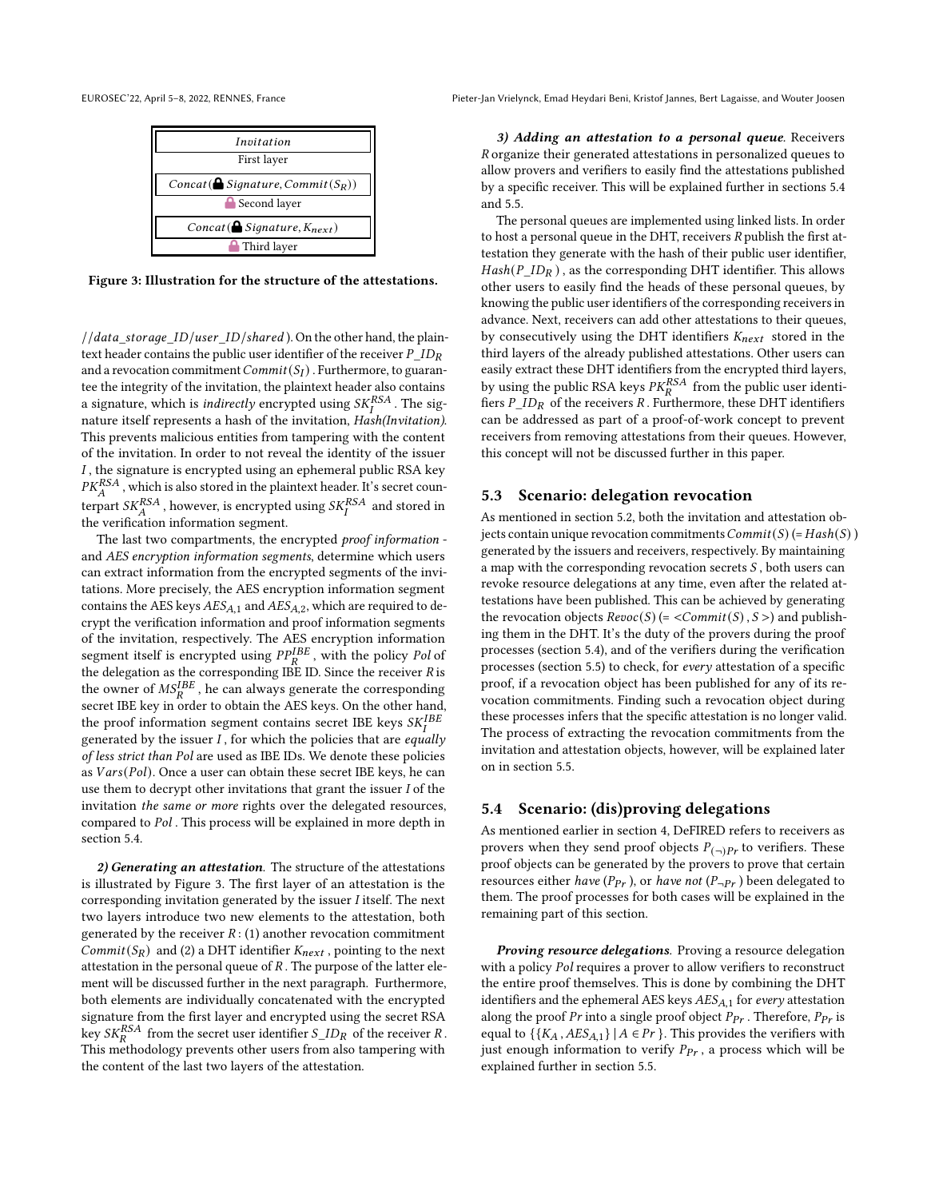| |
| --- |
| *Invitation* |
| First layer |
| $Concat($🔒$Signature, Commit(S_R))$ |
| 🔒 Second layer |
| $Concat($🔒$Signature, K_{next})$ |
| 🔒 Third layer |

Figure 3: Illustration for the structure of the attestations.

$//data\_storage\_ID/user\_ID/shared$ ). On the other hand, the plaintext header contains the public user identifier of the receiver $P\_ID_R$ and a revocation commitment $Commit(S_I)$ . Furthermore, to guarantee the integrity of the invitation, the plaintext header also contains a signature, which is *indirectly* encrypted using $SK_I^{RSA}$ . The signature itself represents a hash of the invitation, *Hash(Invitation)*. This prevents malicious entities from tampering with the content of the invitation. In order to not reveal the identity of the issuer $I$ , the signature is encrypted using an ephemeral public RSA key $PK_A^{RSA}$ , which is also stored in the plaintext header. It's secret counterpart $SK_A^{RSA}$ , however, is encrypted using $SK_I^{RSA}$ and stored in the verification information segment.

The last two compartments, the encrypted *proof information* - and *AES encryption information segments*, determine which users can extract information from the encrypted segments of the invitations. More precisely, the AES encryption information segment contains the AES keys $AES_{A,1}$ and $AES_{A,2}$, which are required to decrypt the verification information and proof information segments of the invitation, respectively. The AES encryption information segment itself is encrypted using $PP_R^{IBE}$ , with the policy $Pol$ of the delegation as the corresponding IBE ID. Since the receiver $R$ is the owner of $MS_R^{IBE}$ , he can always generate the corresponding secret IBE key in order to obtain the AES keys. On the other hand, the proof information segment contains secret IBE keys $SK_I^{IBE}$ generated by the issuer $I$ , for which the policies that are *equally of less strict than Pol* are used as IBE IDs. We denote these policies as $Vars(Pol)$. Once a user can obtain these secret IBE keys, he can use them to decrypt other invitations that grant the issuer $I$ of the invitation *the same or more* rights over the delegated resources, compared to $Pol$ . This process will be explained in more depth in section 5.4.

***2) Generating an attestation***. The structure of the attestations is illustrated by Figure 3. The first layer of an attestation is the corresponding invitation generated by the issuer $I$ itself. The next two layers introduce two new elements to the attestation, both generated by the receiver $R$ : (1) another revocation commitment $Commit(S_R)$ and (2) a DHT identifier $K_{next}$ , pointing to the next attestation in the personal queue of $R$ . The purpose of the latter element will be discussed further in the next paragraph. Furthermore, both elements are individually concatenated with the encrypted signature from the first layer and encrypted using the secret RSA key $SK_R^{RSA}$ from the secret user identifier $S\_ID_R$ of the receiver $R$ . This methodology prevents other users from also tampering with the content of the last two layers of the attestation.

***3) Adding an attestation to a personal queue***. Receivers $R$ organize their generated attestations in personalized queues to allow provers and verifiers to easily find the attestations published by a specific receiver. This will be explained further in sections 5.4 and 5.5.

The personal queues are implemented using linked lists. In order to host a personal queue in the DHT, receivers $R$ publish the first attestation they generate with the hash of their public user identifier, $Hash(P\_ID_R)$ , as the corresponding DHT identifier. This allows other users to easily find the heads of these personal queues, by knowing the public user identifiers of the corresponding receivers in advance. Next, receivers can add other attestations to their queues, by consecutively using the DHT identifiers $K_{next}$ stored in the third layers of the already published attestations. Other users can easily extract these DHT identifiers from the encrypted third layers, by using the public RSA keys $PK_R^{RSA}$ from the public user identifiers $P\_ID_R$ of the receivers $R$ . Furthermore, these DHT identifiers can be addressed as part of a proof-of-work concept to prevent receivers from removing attestations from their queues. However, this concept will not be discussed further in this paper.

## 5.3 Scenario: delegation revocation

As mentioned in section 5.2, both the invitation and attestation objects contain unique revocation commitments $Commit(S)$ (= $Hash(S)$ ) generated by the issuers and receivers, respectively. By maintaining a map with the corresponding revocation secrets $S$ , both users can revoke resource delegations at any time, even after the related attestations have been published. This can be achieved by generating the revocation objects $Revoc(S)$ (= $<Commit(S), S>$) and publishing them in the DHT. It's the duty of the provers during the proof processes (section 5.4), and of the verifiers during the verification processes (section 5.5) to check, for *every* attestation of a specific proof, if a revocation object has been published for any of its revocation commitments. Finding such a revocation object during these processes infers that the specific attestation is no longer valid. The process of extracting the revocation commitments from the invitation and attestation objects, however, will be explained later on in section 5.5.

## 5.4 Scenario: (dis)proving delegations

As mentioned earlier in section 4, DeFIRED refers to receivers as provers when they send proof objects $P_{(\neg)Pr}$ to verifiers. These proof objects can be generated by the provers to prove that certain resources either *have* ($P_{Pr}$ ), or *have not* ($P_{\neg Pr}$ ) been delegated to them. The proof processes for both cases will be explained in the remaining part of this section.

***Proving resource delegations***. Proving a resource delegation with a policy $Pol$ requires a prover to allow verifiers to reconstruct the entire proof themselves. This is done by combining the DHT identifiers and the ephemeral AES keys $AES_{A,1}$ for *every* attestation along the proof $Pr$ into a single proof object $P_{Pr}$ . Therefore, $P_{Pr}$ is equal to $\{\{K_A, AES_{A,1}\} \mid A \in Pr\}$. This provides the verifiers with just enough information to verify $P_{Pr}$ , a process which will be explained further in section 5.5.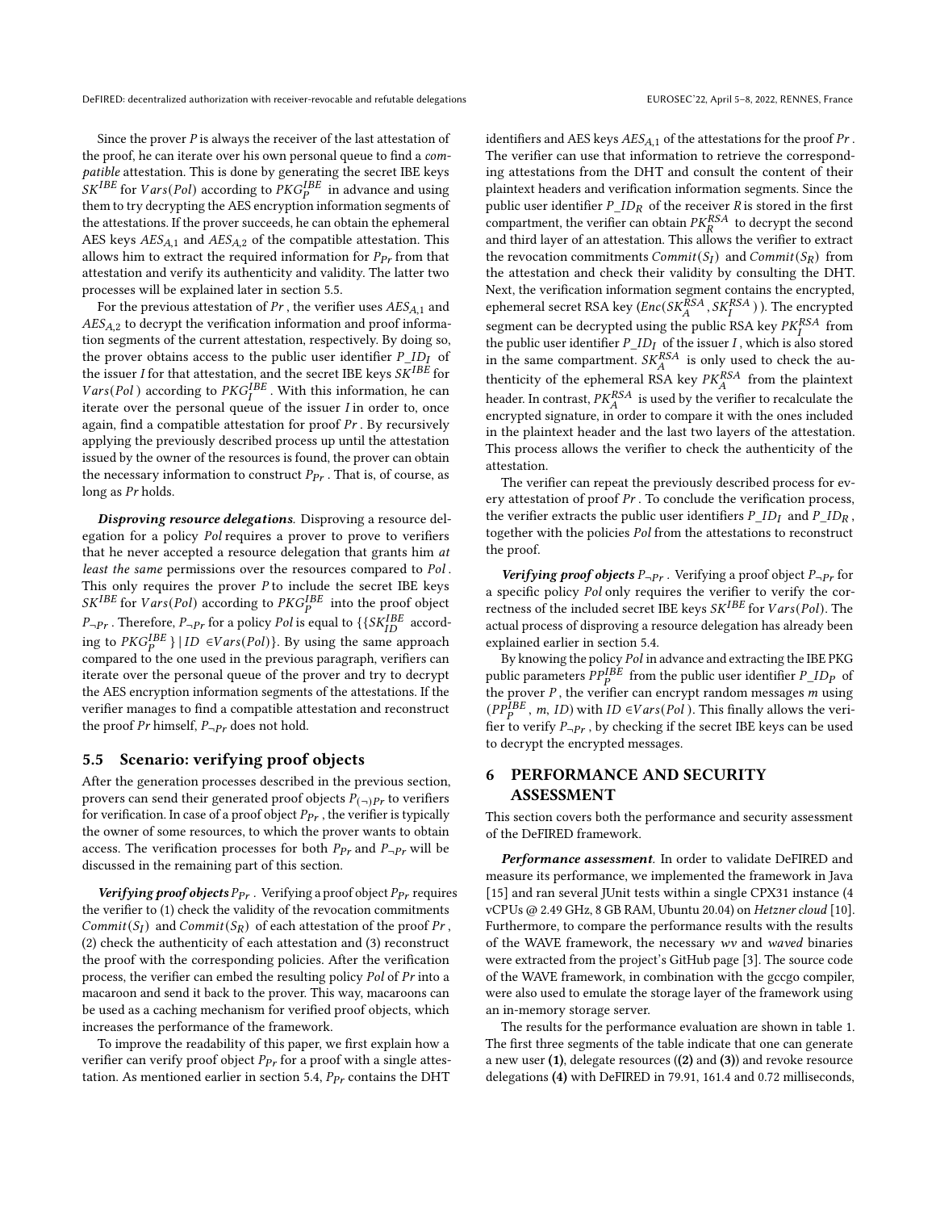Since the prover $P$ is always the receiver of the last attestation of the proof, he can iterate over his own personal queue to find a *compatible* attestation. This is done by generating the secret IBE keys $SK^{IBE}$ for $Vars(Pol)$ according to $PKG_P^{IBE}$ in advance and using them to try decrypting the AES encryption information segments of the attestations. If the prover succeeds, he can obtain the ephemeral AES keys $AES_{A,1}$ and $AES_{A,2}$ of the compatible attestation. This allows him to extract the required information for $P_{Pr}$ from that attestation and verify its authenticity and validity. The latter two processes will be explained later in section 5.5.

For the previous attestation of $Pr$, the verifier uses $AES_{A,1}$ and $AES_{A,2}$ to decrypt the verification information and proof information segments of the current attestation, respectively. By doing so, the prover obtains access to the public user identifier $P\_ID_I$ of the issuer $I$ for that attestation, and the secret IBE keys $SK^{IBE}$ for $Vars(Pol)$ according to $PKG_I^{IBE}$. With this information, he can iterate over the personal queue of the issuer $I$ in order to, once again, find a compatible attestation for proof $Pr$. By recursively applying the previously described process up until the attestation issued by the owner of the resources is found, the prover can obtain the necessary information to construct $P_{Pr}$. That is, of course, as long as $Pr$ holds.

***Disproving resource delegations.*** Disproving a resource delegation for a policy $Pol$ requires a prover to prove to verifiers that he never accepted a resource delegation that grants him *at least the same* permissions over the resources compared to $Pol$. This only requires the prover $P$ to include the secret IBE keys $SK^{IBE}$ for $Vars(Pol)$ according to $PKG_P^{IBE}$ into the proof object $P_{\neg Pr}$. Therefore, $P_{\neg Pr}$ for a policy $Pol$ is equal to $\{\{SK_{ID}^{IBE}$ according to $PKG_P^{IBE}\} \mid ID \in Vars(Pol)\}$. By using the same approach compared to the one used in the previous paragraph, verifiers can iterate over the personal queue of the prover and try to decrypt the AES encryption information segments of the attestations. If the verifier manages to find a compatible attestation and reconstruct the proof $Pr$ himself, $P_{\neg Pr}$ does not hold.

## 5.5 Scenario: verifying proof objects

After the generation processes described in the previous section, provers can send their generated proof objects $P_{(\neg)Pr}$ to verifiers for verification. In case of a proof object $P_{Pr}$, the verifier is typically the owner of some resources, to which the prover wants to obtain access. The verification processes for both $P_{Pr}$ and $P_{\neg Pr}$ will be discussed in the remaining part of this section.

***Verifying proof objects*** $P_{Pr}$. Verifying a proof object $P_{Pr}$ requires the verifier to (1) check the validity of the revocation commitments $Commit(S_I)$ and $Commit(S_R)$ of each attestation of the proof $Pr$, (2) check the authenticity of each attestation and (3) reconstruct the proof with the corresponding policies. After the verification process, the verifier can embed the resulting policy $Pol$ of $Pr$ into a macaroon and send it back to the prover. This way, macaroons can be used as a caching mechanism for verified proof objects, which increases the performance of the framework.

To improve the readability of this paper, we first explain how a verifier can verify proof object $P_{Pr}$ for a proof with a single attestation. As mentioned earlier in section 5.4, $P_{Pr}$ contains the DHT identifiers and AES keys $AES_{A,1}$ of the attestations for the proof $Pr$. The verifier can use that information to retrieve the corresponding attestations from the DHT and consult the content of their plaintext headers and verification information segments. Since the public user identifier $P\_ID_R$ of the receiver $R$ is stored in the first compartment, the verifier can obtain $PK_R^{RSA}$ to decrypt the second and third layer of an attestation. This allows the verifier to extract the revocation commitments $Commit(S_I)$ and $Commit(S_R)$ from the attestation and check their validity by consulting the DHT. Next, the verification information segment contains the encrypted, ephemeral secret RSA key ($Enc(SK_A^{RSA}, SK_I^{RSA})$). The encrypted segment can be decrypted using the public RSA key $PK_I^{RSA}$ from the public user identifier $P\_ID_I$ of the issuer $I$, which is also stored in the same compartment. $SK_A^{RSA}$ is only used to check the authenticity of the ephemeral RSA key $PK_A^{RSA}$ from the plaintext header. In contrast, $PK_A^{RSA}$ is used by the verifier to recalculate the encrypted signature, in order to compare it with the ones included in the plaintext header and the last two layers of the attestation. This process allows the verifier to check the authenticity of the attestation.

The verifier can repeat the previously described process for every attestation of proof $Pr$. To conclude the verification process, the verifier extracts the public user identifiers $P\_ID_I$ and $P\_ID_R$, together with the policies $Pol$ from the attestations to reconstruct the proof.

***Verifying proof objects*** $P_{\neg Pr}$. Verifying a proof object $P_{\neg Pr}$ for a specific policy $Pol$ only requires the verifier to verify the correctness of the included secret IBE keys $SK^{IBE}$ for $Vars(Pol)$. The actual process of disproving a resource delegation has already been explained earlier in section 5.4.

By knowing the policy $Pol$ in advance and extracting the IBE PKG public parameters $PP_P^{IBE}$ from the public user identifier $P\_ID_P$ of the prover $P$, the verifier can encrypt random messages $m$ using ($PP_P^{IBE}$, $m$, $ID$) with $ID \in Vars(Pol)$. This finally allows the verifier to verify $P_{\neg Pr}$, by checking if the secret IBE keys can be used to decrypt the encrypted messages.

# 6 PERFORMANCE AND SECURITY ASSESSMENT

This section covers both the performance and security assessment of the DeFIRED framework.

***Performance assessment.*** In order to validate DeFIRED and measure its performance, we implemented the framework in Java [15] and ran several JUnit tests within a single CPX31 instance (4 vCPUs @ 2.49 GHz, 8 GB RAM, Ubuntu 20.04) on *Hetzner cloud* [10]. Furthermore, to compare the performance results with the results of the WAVE framework, the necessary *wv* and *waved* binaries were extracted from the project's GitHub page [3]. The source code of the WAVE framework, in combination with the gccgo compiler, were also used to emulate the storage layer of the framework using an in-memory storage server.

The results for the performance evaluation are shown in table 1. The first three segments of the table indicate that one can generate a new user **(1)**, delegate resources (**(2)** and **(3)**) and revoke resource delegations **(4)** with DeFIRED in 79.91, 161.4 and 0.72 milliseconds,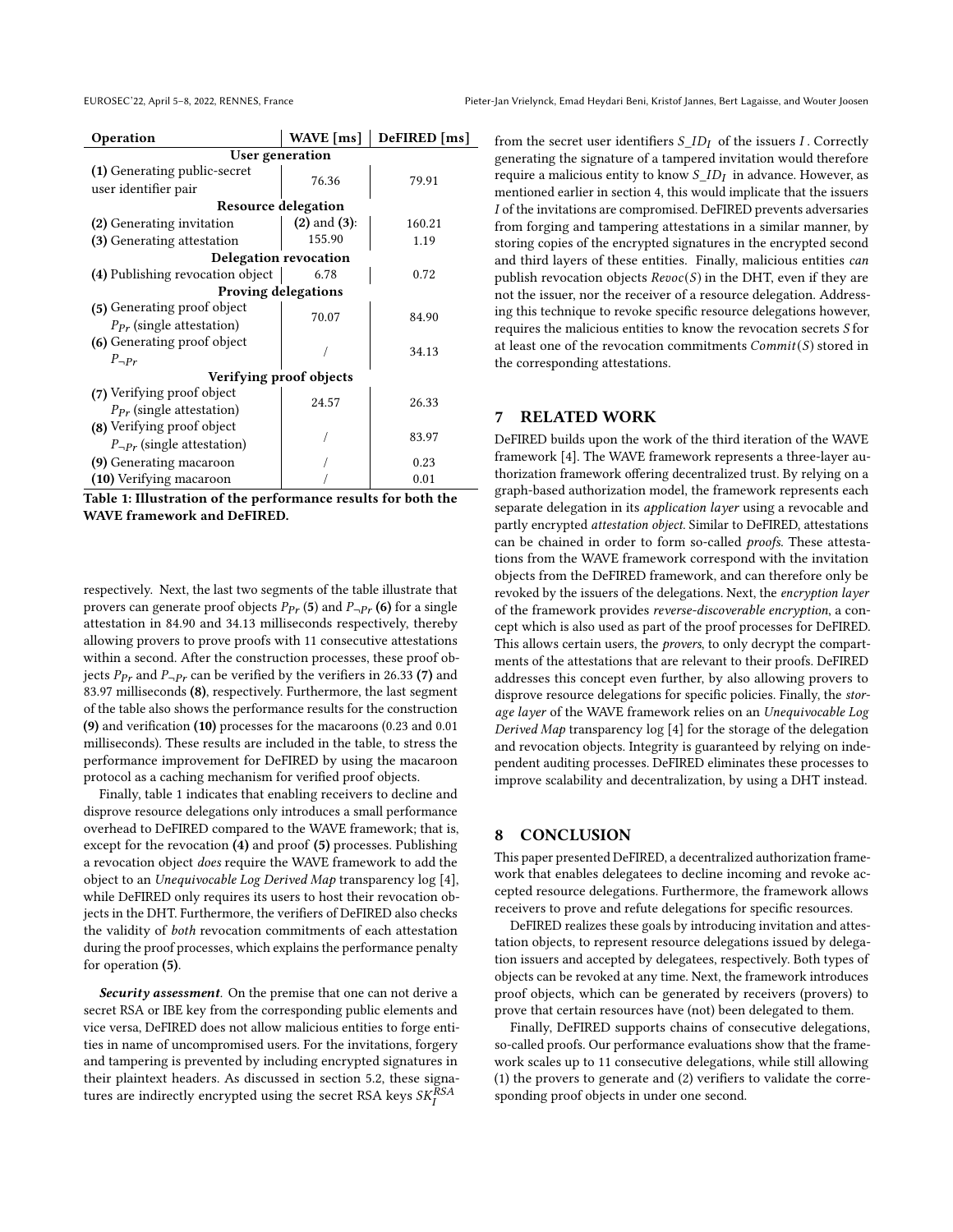| Operation | WAVE [ms] | DeFIRED [ms] |
|---|---|---|
| **User generation** | | |
| **(1)** Generating public-secret user identifier pair | 76.36 | 79.91 |
| **Resource delegation** | | |
| **(2)** Generating invitation | **(2)** and **(3)**: | 160.21 |
| **(3)** Generating attestation | 155.90 | 1.19 |
| **Delegation revocation** | | |
| **(4)** Publishing revocation object | 6.78 | 0.72 |
| **Proving delegations** | | |
| **(5)** Generating proof object $P_{Pr}$ (single attestation) | 70.07 | 84.90 |
| **(6)** Generating proof object $P_{\neg Pr}$ | / | 34.13 |
| **Verifying proof objects** | | |
| **(7)** Verifying proof object $P_{Pr}$ (single attestation) | 24.57 | 26.33 |
| **(8)** Verifying proof object $P_{\neg Pr}$ (single attestation) | / | 83.97 |
| **(9)** Generating macaroon | / | 0.23 |
| **(10)** Verifying macaroon | / | 0.01 |

**Table 1: Illustration of the performance results for both the WAVE framework and DeFIRED.**

respectively. Next, the last two segments of the table illustrate that provers can generate proof objects $P_{Pr}$ **(5)** and $P_{\neg Pr}$ **(6)** for a single attestation in 84.90 and 34.13 milliseconds respectively, thereby allowing provers to prove proofs with 11 consecutive attestations within a second. After the construction processes, these proof objects $P_{Pr}$ and $P_{\neg Pr}$ can be verified by the verifiers in 26.33 **(7)** and 83.97 milliseconds **(8)**, respectively. Furthermore, the last segment of the table also shows the performance results for the construction **(9)** and verification **(10)** processes for the macaroons (0.23 and 0.01 milliseconds). These results are included in the table, to stress the performance improvement for DeFIRED by using the macaroon protocol as a caching mechanism for verified proof objects.

Finally, table 1 indicates that enabling receivers to decline and disprove resource delegations only introduces a small performance overhead to DeFIRED compared to the WAVE framework; that is, except for the revocation **(4)** and proof **(5)** processes. Publishing a revocation object *does* require the WAVE framework to add the object to an *Unequivocable Log Derived Map* transparency log [4], while DeFIRED only requires its users to host their revocation objects in the DHT. Furthermore, the verifiers of DeFIRED also checks the validity of *both* revocation commitments of each attestation during the proof processes, which explains the performance penalty for operation **(5)**.

***Security assessment***. On the premise that one can not derive a secret RSA or IBE key from the corresponding public elements and vice versa, DeFIRED does not allow malicious entities to forge entities in name of uncompromised users. For the invitations, forgery and tampering is prevented by including encrypted signatures in their plaintext headers. As discussed in section 5.2, these signatures are indirectly encrypted using the secret RSA keys $SK_I^{RSA}$ from the secret user identifiers $S\_ID_I$ of the issuers $I$. Correctly generating the signature of a tampered invitation would therefore require a malicious entity to know $S\_ID_I$ in advance. However, as mentioned earlier in section 4, this would implicate that the issuers $I$ of the invitations are compromised. DeFIRED prevents adversaries from forging and tampering attestations in a similar manner, by storing copies of the encrypted signatures in the encrypted second and third layers of these entities. Finally, malicious entities *can* publish revocation objects $Revoc(S)$ in the DHT, even if they are not the issuer, nor the receiver of a resource delegation. Addressing this technique to revoke specific resource delegations however, requires the malicious entities to know the revocation secrets $S$ for at least one of the revocation commitments $Commit(S)$ stored in the corresponding attestations.

## 7 RELATED WORK

DeFIRED builds upon the work of the third iteration of the WAVE framework [4]. The WAVE framework represents a three-layer authorization framework offering decentralized trust. By relying on a graph-based authorization model, the framework represents each separate delegation in its *application layer* using a revocable and partly encrypted *attestation object*. Similar to DeFIRED, attestations can be chained in order to form so-called *proofs*. These attestations from the WAVE framework correspond with the invitation objects from the DeFIRED framework, and can therefore only be revoked by the issuers of the delegations. Next, the *encryption layer* of the framework provides *reverse-discoverable encryption*, a concept which is also used as part of the proof processes for DeFIRED. This allows certain users, the *provers*, to only decrypt the compartments of the attestations that are relevant to their proofs. DeFIRED addresses this concept even further, by also allowing provers to disprove resource delegations for specific policies. Finally, the *storage layer* of the WAVE framework relies on an *Unequivocable Log Derived Map* transparency log [4] for the storage of the delegation and revocation objects. Integrity is guaranteed by relying on independent auditing processes. DeFIRED eliminates these processes to improve scalability and decentralization, by using a DHT instead.

## 8 CONCLUSION

This paper presented DeFIRED, a decentralized authorization framework that enables delegatees to decline incoming and revoke accepted resource delegations. Furthermore, the framework allows receivers to prove and refute delegations for specific resources.

DeFIRED realizes these goals by introducing invitation and attestation objects, to represent resource delegations issued by delegation issuers and accepted by delegatees, respectively. Both types of objects can be revoked at any time. Next, the framework introduces proof objects, which can be generated by receivers (provers) to prove that certain resources have (not) been delegated to them.

Finally, DeFIRED supports chains of consecutive delegations, so-called proofs. Our performance evaluations show that the framework scales up to 11 consecutive delegations, while still allowing (1) the provers to generate and (2) verifiers to validate the corresponding proof objects in under one second.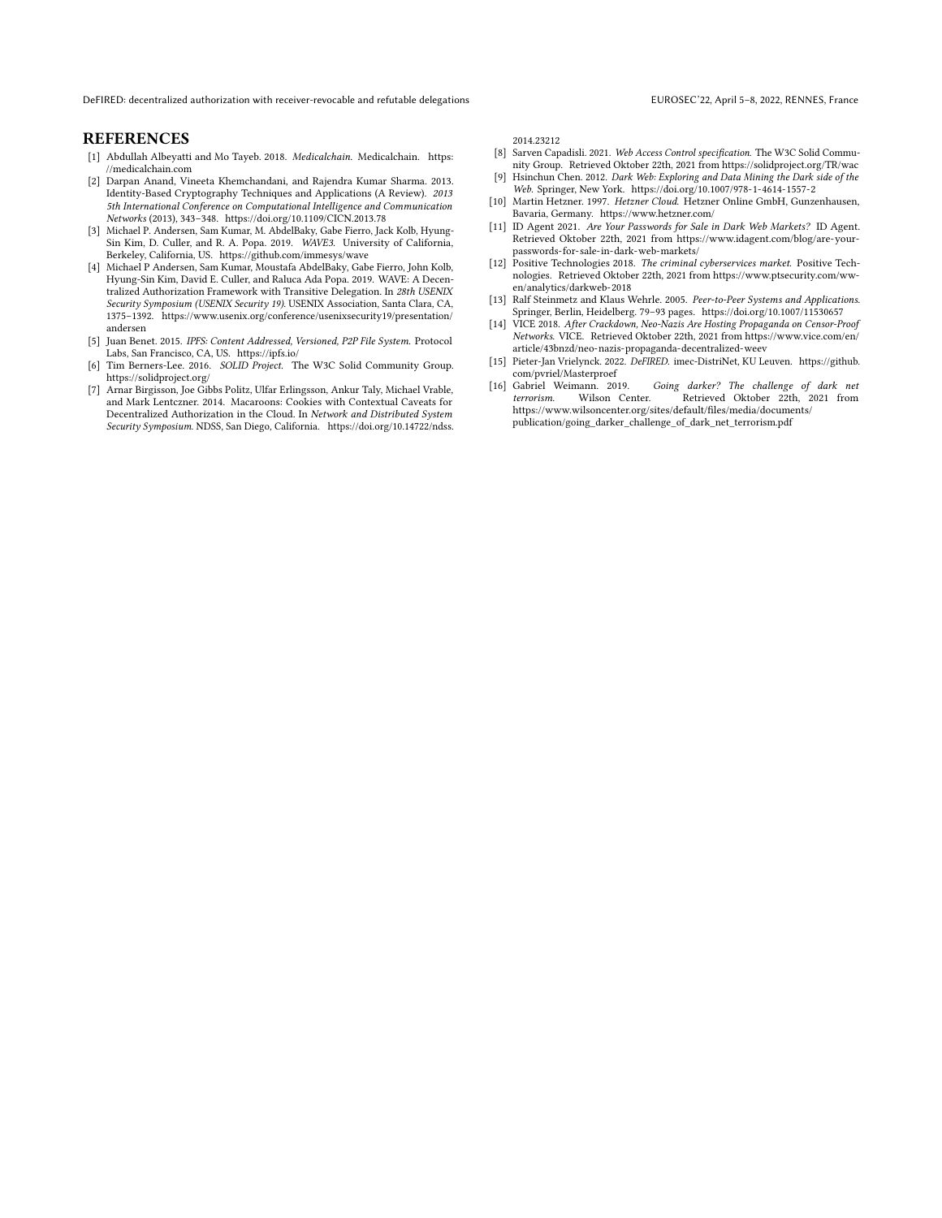## REFERENCES

[1] Abdullah Albeyatti and Mo Tayeb. 2018. *Medicalchain*. Medicalchain. https://medicalchain.com

[2] Darpan Anand, Vineeta Khemchandani, and Rajendra Kumar Sharma. 2013. Identity-Based Cryptography Techniques and Applications (A Review). *2013 5th International Conference on Computational Intelligence and Communication Networks* (2013), 343–348. https://doi.org/10.1109/CICN.2013.78

[3] Michael P. Andersen, Sam Kumar, M. AbdelBaky, Gabe Fierro, Jack Kolb, Hyung-Sin Kim, D. Culler, and R. A. Popa. 2019. *WAVE3*. University of California, Berkeley, California, US. https://github.com/immesys/wave

[4] Michael P Andersen, Sam Kumar, Moustafa AbdelBaky, Gabe Fierro, John Kolb, Hyung-Sin Kim, David E. Culler, and Raluca Ada Popa. 2019. WAVE: A Decentralized Authorization Framework with Transitive Delegation. In *28th USENIX Security Symposium (USENIX Security 19)*. USENIX Association, Santa Clara, CA, 1375–1392. https://www.usenix.org/conference/usenixsecurity19/presentation/andersen

[5] Juan Benet. 2015. *IPFS: Content Addressed, Versioned, P2P File System*. Protocol Labs, San Francisco, CA, US. https://ipfs.io/

[6] Tim Berners-Lee. 2016. *SOLID Project*. The W3C Solid Community Group. https://solidproject.org/

[7] Arnar Birgisson, Joe Gibbs Politz, Ulfar Erlingsson, Ankur Taly, Michael Vrable, and Mark Lentczner. 2014. Macaroons: Cookies with Contextual Caveats for Decentralized Authorization in the Cloud. In *Network and Distributed System Security Symposium*. NDSS, San Diego, California. https://doi.org/10.14722/ndss.2014.23212

[8] Sarven Capadisli. 2021. *Web Access Control specification*. The W3C Solid Community Group. Retrieved Oktober 22th, 2021 from https://solidproject.org/TR/wac

[9] Hsinchun Chen. 2012. *Dark Web: Exploring and Data Mining the Dark side of the Web*. Springer, New York. https://doi.org/10.1007/978-1-4614-1557-2

[10] Martin Hetzner. 1997. *Hetzner Cloud*. Hetzner Online GmbH, Gunzenhausen, Bavaria, Germany. https://www.hetzner.com/

[11] ID Agent 2021. *Are Your Passwords for Sale in Dark Web Markets?* ID Agent. Retrieved Oktober 22th, 2021 from https://www.idagent.com/blog/are-your-passwords-for-sale-in-dark-web-markets/

[12] Positive Technologies 2018. *The criminal cyberservices market*. Positive Technologies. Retrieved Oktober 22th, 2021 from https://www.ptsecurity.com/ww-en/analytics/darkweb-2018

[13] Ralf Steinmetz and Klaus Wehrle. 2005. *Peer-to-Peer Systems and Applications*. Springer, Berlin, Heidelberg. 79–93 pages. https://doi.org/10.1007/11530657

[14] VICE 2018. *After Crackdown, Neo-Nazis Are Hosting Propaganda on Censor-Proof Networks*. VICE. Retrieved Oktober 22th, 2021 from https://www.vice.com/en/article/43bnzd/neo-nazis-propaganda-decentralized-weev

[15] Pieter-Jan Vrielynck. 2022. *DeFIRED*. imec-DistriNet, KU Leuven. https://github.com/pvriel/Masterproef

[16] Gabriel Weimann. 2019. *Going darker? The challenge of dark net terrorism*. Wilson Center. Retrieved Oktober 22th, 2021 from https://www.wilsoncenter.org/sites/default/files/media/documents/publication/going_darker_challenge_of_dark_net_terrorism.pdf